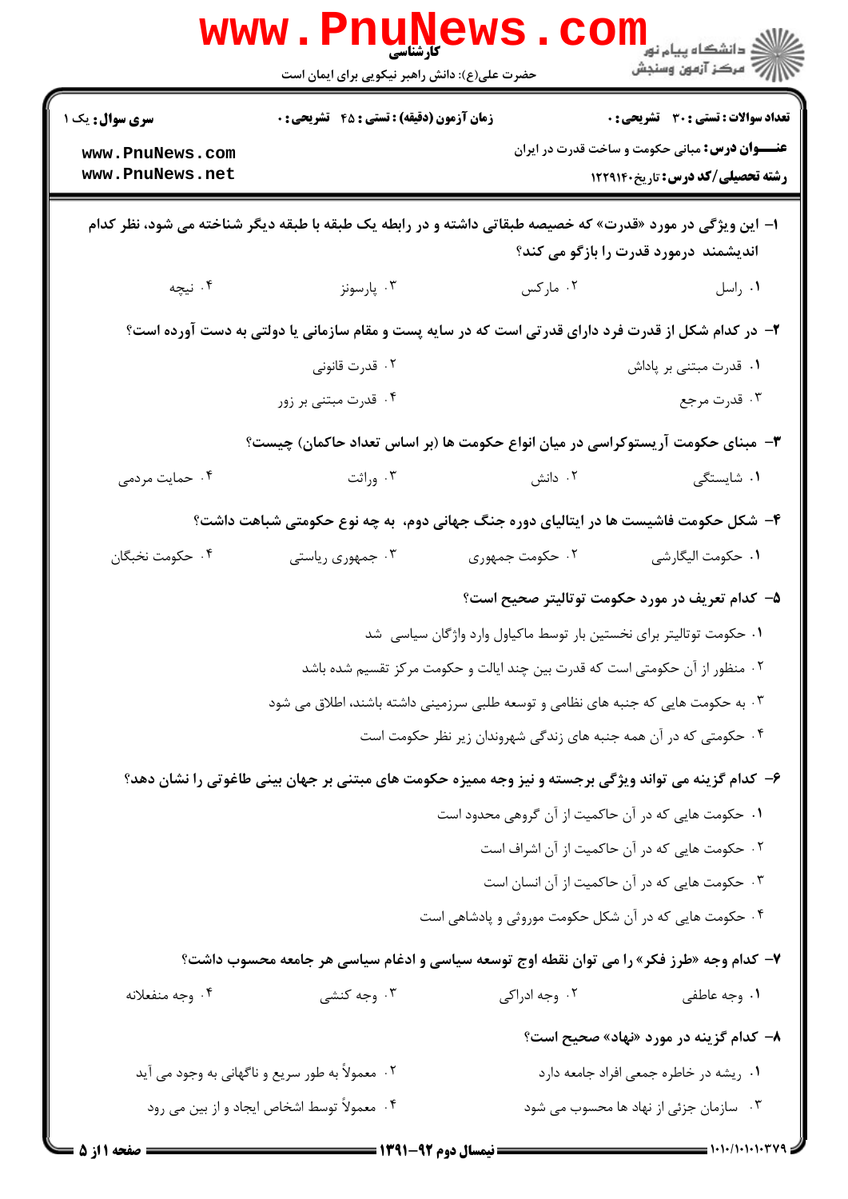کارشناسی

حضرت علی(ع): دانش راهبر نیکویی برای ایمان است

**سری سوال:** یک ۱

**زمان آزمون (دقیقه) : تستی : ۴۵ تشریحی : ۰**

**تعداد سوالات : تستی : ۳۰ تشریحی : ۰**

**عنـــوان درس:** مبانی حکومت و ساخت قدرت در ایران

**رشته تحصیلی/کد درس:** تاریخ۱۲۲۹۱۴۰

**۱- این ویژگی در مورد «قدرت» که خصیصه طبقاتی داشته و در رابطه یک طبقه با طبقه دیگر شناخته می شود، نظر کدام اندیشمند درمورد قدرت را بازگو می کند؟**

۱. راسل
۲. مارکس
۳. پارسونز
۴. نیچه

**۲- در کدام شکل از قدرت فرد دارای قدرتی است که در سایه پست و مقام سازمانی یا دولتی به دست آورده است؟**

۱. قدرت مبتنی بر پاداش
۲. قدرت قانونی
۳. قدرت مرجع
۴. قدرت مبتنی بر زور

**۳- مبنای حکومت آریستوکراسی در میان انواع حکومت ها (بر اساس تعداد حاکمان) چیست؟**

۱. شایستگی
۲. دانش
۳. وراثت
۴. حمایت مردمی

**۴- شکل حکومت فاشیست ها در ایتالیای دوره جنگ جهانی دوم، به چه نوع حکومتی شباهت داشت؟**

۱. حکومت الیگارشی
۲. حکومت جمهوری
۳. جمهوری ریاستی
۴. حکومت نخبگان

**۵- کدام تعریف در مورد حکومت توتالیتر صحیح است؟**

۱. حکومت توتالیتر برای نخستین بار توسط ماکیاول وارد واژگان سیاسی شد
۲. منظور از آن حکومتی است که قدرت بین چند ایالت و حکومت مرکز تقسیم شده باشد
۳. به حکومت هایی که جنبه های نظامی و توسعه طلبی سرزمینی داشته باشند، اطلاق می شود
۴. حکومتی که در آن همه جنبه های زندگی شهروندان زیر نظر حکومت است

**۶- کدام گزینه می تواند ویژگی برجسته و نیز وجه ممیزه حکومت های مبتنی بر جهان بینی طاغوتی را نشان دهد؟**

۱. حکومت هایی که در آن حاکمیت از گروهی محدود است
۲. حکومت هایی که در آن حاکمیت از آن اشراف است
۳. حکومت هایی که در آن حاکمیت از آن انسان است
۴. حکومت هایی که در آن شکل حکومت موروثی و پادشاهی است

**۷- کدام وجه «طرز فکر» را می توان نقطه اوج توسعه سیاسی و ادغام سیاسی هر جامعه محسوب داشت؟**

۱. وجه عاطفی
۲. وجه ادراکی
۳. وجه کنشی
۴. وجه منفعلانه

**۸- کدام گزینه در مورد «نهاد» صحیح است؟**

۱. ریشه در خاطره جمعی افراد جامعه دارد
۲. معمولاً به طور سریع و ناگهانی به وجود می آید
۳. سازمان جزئی از نهاد ها محسوب می شود
۴. معمولاً توسط اشخاص ایجاد و از بین می رود

نیمسال دوم ۹۲-۱۳۹۱

۱۰۱۰/۱۰۱۰۱۰۳۷۹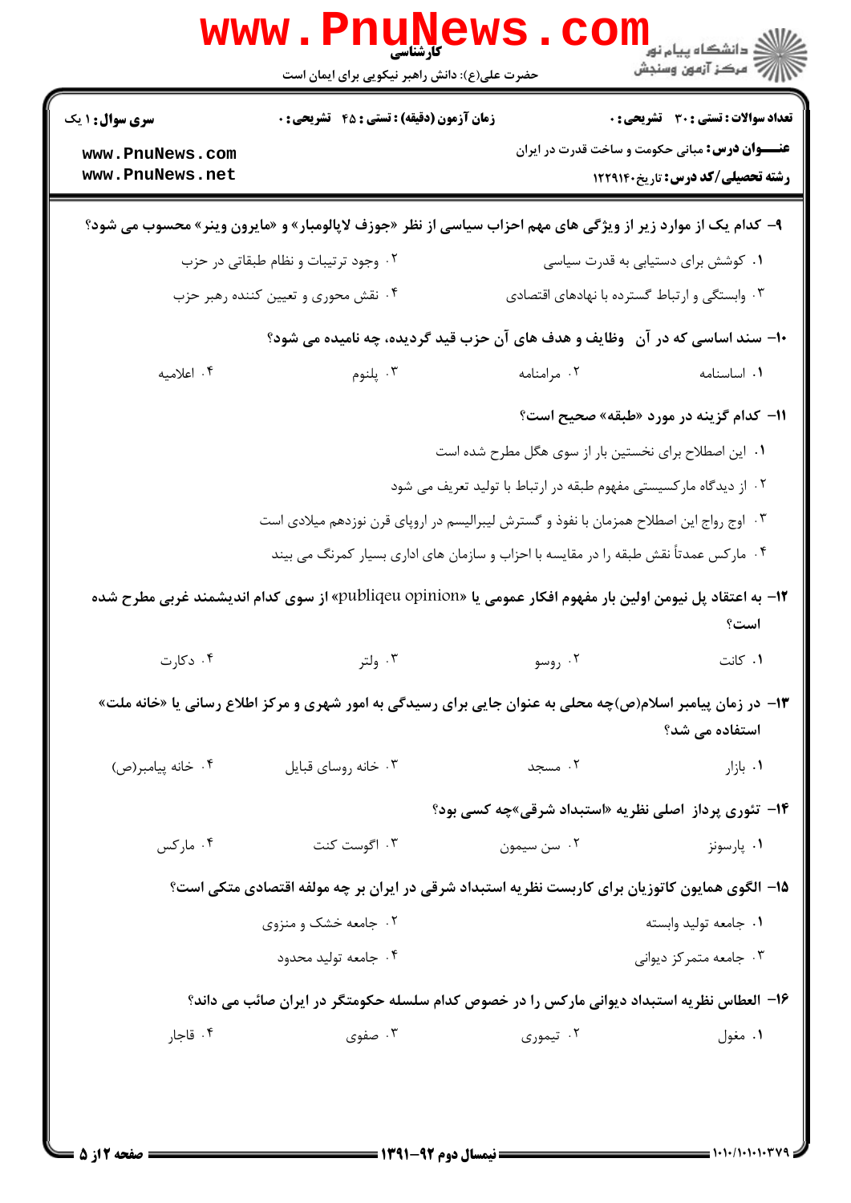**۹– کدام یک از موارد زیر از ویژگی های مهم احزاب سیاسی از نظر «جوزف لاپالومبار» و «مایرون وینر» محسوب می شود؟**

۱. کوشش برای دستیابی به قدرت سیاسی

۲. وجود ترتیبات و نظام طبقاتی در حزب

۳. وابستگی و ارتباط گسترده با نهادهای اقتصادی

۴. نقش محوری و تعیین کننده رهبر حزب

**۱۰– سند اساسی که در آن وظایف و هدف های آن حزب قید گردیده، چه نامیده می شود؟**

۱. اساسنامه

۲. مرامنامه

۳. پلنوم

۴. اعلامیه

**۱۱– کدام گزینه در مورد «طبقه» صحیح است؟**

۱. این اصطلاح برای نخستین بار از سوی هگل مطرح شده است

۲. از دیدگاه مارکسیستی مفهوم طبقه در ارتباط با تولید تعریف می شود

۳. اوج رواج این اصطلاح همزمان با نفوذ و گسترش لیبرالیسم در اروپای قرن نوزدهم میلادی است

۴. مارکس عمدتاً نقش طبقه را در مقایسه با احزاب و سازمان های اداری بسیار کمرنگ می بیند

**۱۲– به اعتقاد پل نیومن اولین بار مفهوم افکار عمومی یا «publiqeu opinion» از سوی کدام اندیشمند غربی مطرح شده است؟**

۱. کانت

۲. روسو

۳. ولتر

۴. دکارت

**۱۳– در زمان پیامبر اسلام(ص)چه محلی به عنوان جایی برای رسیدگی به امور شهری و مرکز اطلاع رسانی یا «خانه ملت» استفاده می شد؟**

۱. بازار

۲. مسجد

۳. خانه روسای قبایل

۴. خانه پیامبر(ص)

**۱۴– تئوری پرداز اصلی نظریه «استبداد شرقی»چه کسی بود؟**

۱. پارسونز

۲. سن سیمون

۳. اگوست کنت

۴. مارکس

**۱۵– الگوی همایون کاتوزیان برای کاربست نظریه استبداد شرقی در ایران بر چه مولفه اقتصادی متکی است؟**

۱. جامعه تولید وابسته

۲. جامعه خشک و منزوی

۳. جامعه متمرکز دیوانی

۴. جامعه تولید محدود

**۱۶– العطاس نظریه استبداد دیوانی مارکس را در خصوص کدام سلسله حکومتگر در ایران صائب می داند؟**

۱. مغول

۲. تیموری

۳. صفوی

۴. قاجار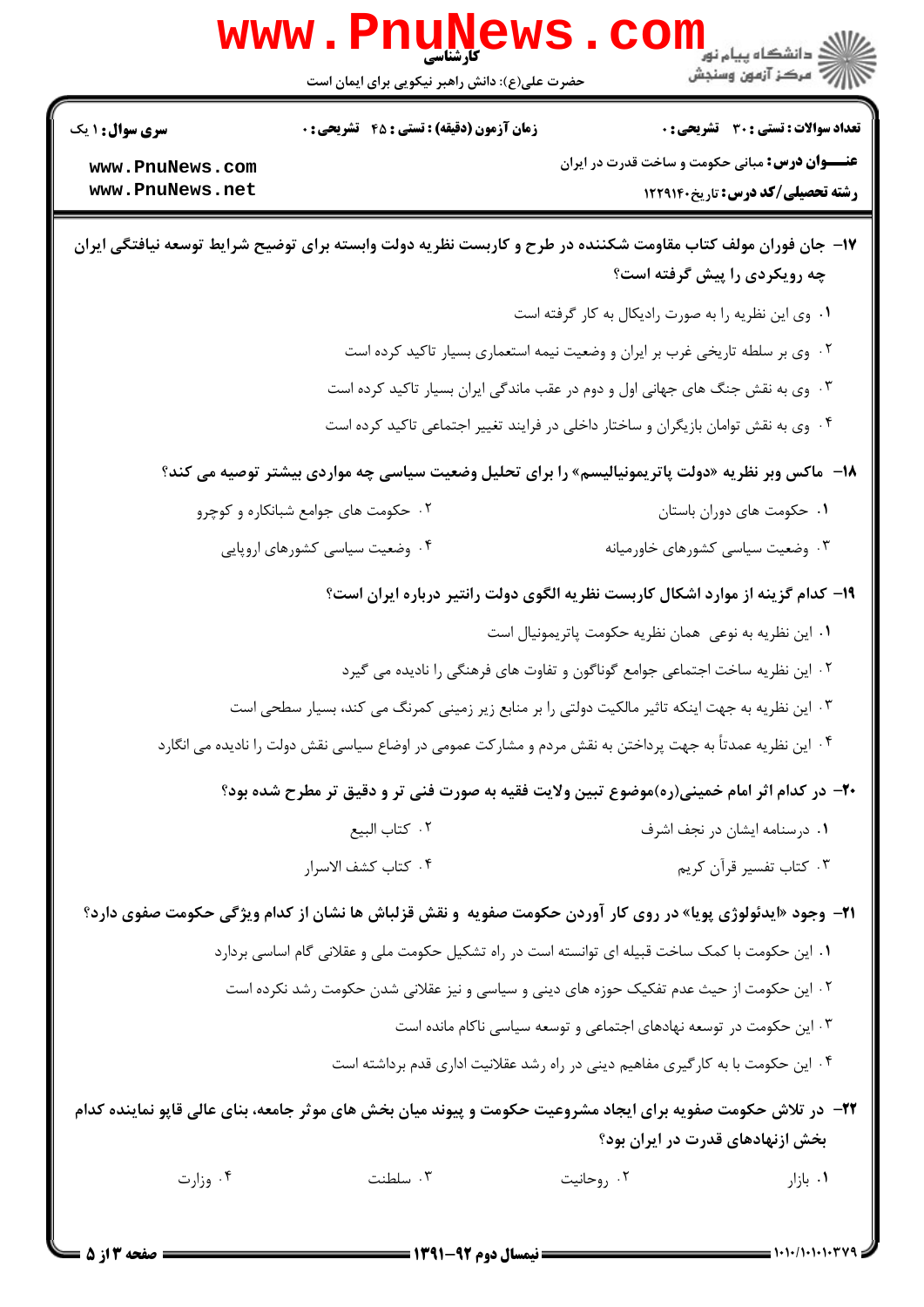**۱۷- جان فوران مولف کتاب مقاومت شکننده در طرح و کاربست نظریه دولت وابسته برای توضیح شرایط توسعه نیافتگی ایران چه رویکردی را پیش گرفته است؟**

۱. وی این نظریه را به صورت رادیکال به کار گرفته است

۲. وی بر سلطه تاریخی غرب بر ایران و وضعیت نیمه استعماری بسیار تاکید کرده است

۳. وی به نقش جنگ های جهانی اول و دوم در عقب ماندگی ایران بسیار تاکید کرده است

۴. وی به نقش توامان بازیگران و ساختار داخلی در فرایند تغییر اجتماعی تاکید کرده است

**۱۸- ماکس وبر نظریه «دولت پاتریمونیالیسم» را برای تحلیل وضعیت سیاسی چه مواردی بیشتر توصیه می کند؟**

۱. حکومت های دوران باستان

۲. حکومت های جوامع شبانکاره و کوچرو

۳. وضعیت سیاسی کشورهای خاورمیانه

۴. وضعیت سیاسی کشورهای اروپایی

**۱۹- کدام گزینه از موارد اشکال کاربست نظریه الگوی دولت رانتیر درباره ایران است؟**

۱. این نظریه به نوعی همان نظریه حکومت پاتریمونیال است

۲. این نظریه ساخت اجتماعی جوامع گوناگون و تفاوت های فرهنگی را نادیده می گیرد

۳. این نظریه به جهت اینکه تاثیر مالکیت دولتی را بر منابع زیر زمینی کمرنگ می کند، بسیار سطحی است

۴. این نظریه عمدتاً به جهت پرداختن به نقش مردم و مشارکت عمومی در اوضاع سیاسی نقش دولت را نادیده می انگارد

**۲۰- در کدام اثر امام خمینی(ره)موضوع تبیین ولایت فقیه به صورت فنی تر و دقیق تر مطرح شده بود؟**

۱. درسنامه ایشان در نجف اشرف

۲. کتاب البیع

۳. کتاب تفسیر قرآن کریم

۴. کتاب کشف الاسرار

**۲۱- وجود «ایدئولوژی پویا» در روی کار آوردن حکومت صفویه و نقش قزلباش ها نشان از کدام ویژگی حکومت صفوی دارد؟**

۱. این حکومت با کمک ساخت قبیله ای توانسته است در راه تشکیل حکومت ملی و عقلانی گام اساسی بردارد

۲. این حکومت از حیث عدم تفکیک حوزه های دینی و سیاسی و نیز عقلانی شدن حکومت رشد نکرده است

۳. این حکومت در توسعه نهادهای اجتماعی و توسعه سیاسی ناکام مانده است

۴. این حکومت با به کارگیری مفاهیم دینی در راه رشد عقلانیت اداری قدم برداشته است

**۲۲- در تلاش حکومت صفویه برای ایجاد مشروعیت حکومت و پیوند میان بخش های موثر جامعه، بنای عالی قاپو نماینده کدام بخش ازنهادهای قدرت در ایران بود؟**

۱. بازار

۲. روحانیت

۳. سلطنت

۴. وزارت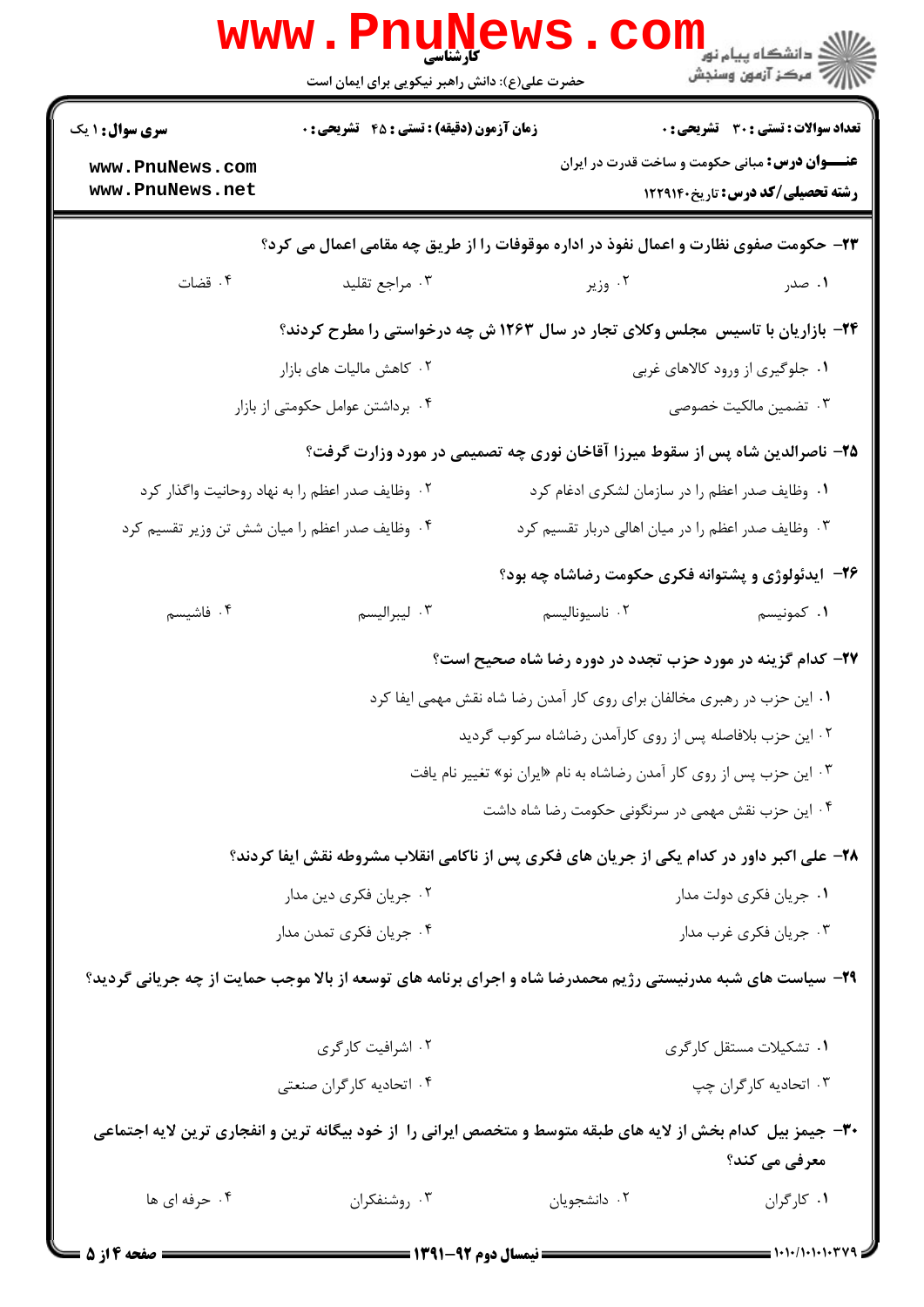۲۳- حکومت صفوی نظارت و اعمال نفوذ در اداره موقوفات را از طریق چه مقامی اعمال می کرد؟

۱. صدر
۲. وزیر
۳. مراجع تقلید
۴. قضات

۲۴- بازاریان با تاسیس مجلس وکلای تجار در سال ۱۲۶۳ ش چه درخواستی را مطرح کردند؟

۱. جلوگیری از ورود کالاهای غربی
۲. کاهش مالیات های بازار
۳. تضمین مالکیت خصوصی
۴. برداشتن عوامل حکومتی از بازار

۲۵- ناصرالدین شاه پس از سقوط میرزا آقاخان نوری چه تصمیمی در مورد وزارت گرفت؟

۱. وظایف صدر اعظم را در سازمان لشکری ادغام کرد
۲. وظایف صدر اعظم را به نهاد روحانیت واگذار کرد
۳. وظایف صدر اعظم را در میان اهالی دربار تقسیم کرد
۴. وظایف صدر اعظم را میان شش تن وزیر تقسیم کرد

۲۶- ایدئولوژی و پشتوانه فکری حکومت رضاشاه چه بود؟

۱. کمونیسم
۲. ناسیونالیسم
۳. لیبرالیسم
۴. فاشیسم

۲۷- کدام گزینه در مورد حزب تجدد در دوره رضا شاه صحیح است؟

۱. این حزب در رهبری مخالفان برای روی کار آمدن رضا شاه نقش مهمی ایفا کرد
۲. این حزب بلافاصله پس از روی کارآمدن رضاشاه سرکوب گردید
۳. این حزب پس از روی کار آمدن رضاشاه به نام «ایران نو» تغییر نام یافت
۴. این حزب نقش مهمی در سرنگونی حکومت رضا شاه داشت

۲۸- علی اکبر داور در کدام یکی از جریان های فکری پس از ناکامی انقلاب مشروطه نقش ایفا کردند؟

۱. جریان فکری دولت مدار
۲. جریان فکری دین مدار
۳. جریان فکری غرب مدار
۴. جریان فکری تمدن مدار

۲۹- سیاست های شبه مدرنیستی رژیم محمدرضا شاه و اجرای برنامه های توسعه از بالا موجب حمایت از چه جریانی گردید؟

۱. تشکیلات مستقل کارگری
۲. اشرافیت کارگری
۳. اتحادیه کارگران چپ
۴. اتحادیه کارگران صنعتی

۳۰- جیمز بیل کدام بخش از لایه های طبقه متوسط و متخصص ایرانی را از خود بیگانه ترین و انفجاری ترین لایه اجتماعی معرفی می کند؟

۱. کارگران
۲. دانشجویان
۳. روشنفکران
۴. حرفه ای ها